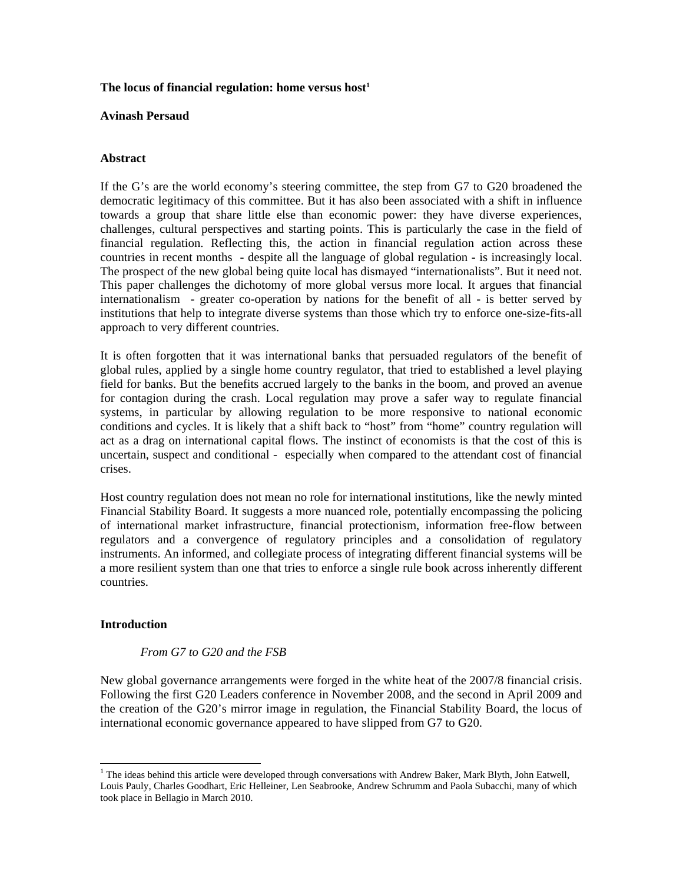# The locus of financial regulation: home versus host[1]

**Avinash Persaud**

## Abstract

If the G's are the world economy's steering committee, the step from G7 to G20 broadened the democratic legitimacy of this committee. But it has also been associated with a shift in influence towards a group that share little else than economic power: they have diverse experiences, challenges, cultural perspectives and starting points. This is particularly the case in the field of financial regulation. Reflecting this, the action in financial regulation action across these countries in recent months - despite all the language of global regulation - is increasingly local. The prospect of the new global being quite local has dismayed "internationalists". But it need not. This paper challenges the dichotomy of more global versus more local. It argues that financial internationalism - greater co-operation by nations for the benefit of all - is better served by institutions that help to integrate diverse systems than those which try to enforce one-size-fits-all approach to very different countries.

It is often forgotten that it was international banks that persuaded regulators of the benefit of global rules, applied by a single home country regulator, that tried to established a level playing field for banks. But the benefits accrued largely to the banks in the boom, and proved an avenue for contagion during the crash. Local regulation may prove a safer way to regulate financial systems, in particular by allowing regulation to be more responsive to national economic conditions and cycles. It is likely that a shift back to "host" from "home" country regulation will act as a drag on international capital flows. The instinct of economists is that the cost of this is uncertain, suspect and conditional - especially when compared to the attendant cost of financial crises.

Host country regulation does not mean no role for international institutions, like the newly minted Financial Stability Board. It suggests a more nuanced role, potentially encompassing the policing of international market infrastructure, financial protectionism, information free-flow between regulators and a convergence of regulatory principles and a consolidation of regulatory instruments. An informed, and collegiate process of integrating different financial systems will be a more resilient system than one that tries to enforce a single rule book across inherently different countries.

## Introduction

### *From G7 to G20 and the FSB*

New global governance arrangements were forged in the white heat of the 2007/8 financial crisis. Following the first G20 Leaders conference in November 2008, and the second in April 2009 and the creation of the G20's mirror image in regulation, the Financial Stability Board, the locus of international economic governance appeared to have slipped from G7 to G20.

---

[1] The ideas behind this article were developed through conversations with Andrew Baker, Mark Blyth, John Eatwell, Louis Pauly, Charles Goodhart, Eric Helleiner, Len Seabrooke, Andrew Schrumm and Paola Subacchi, many of which took place in Bellagio in March 2010.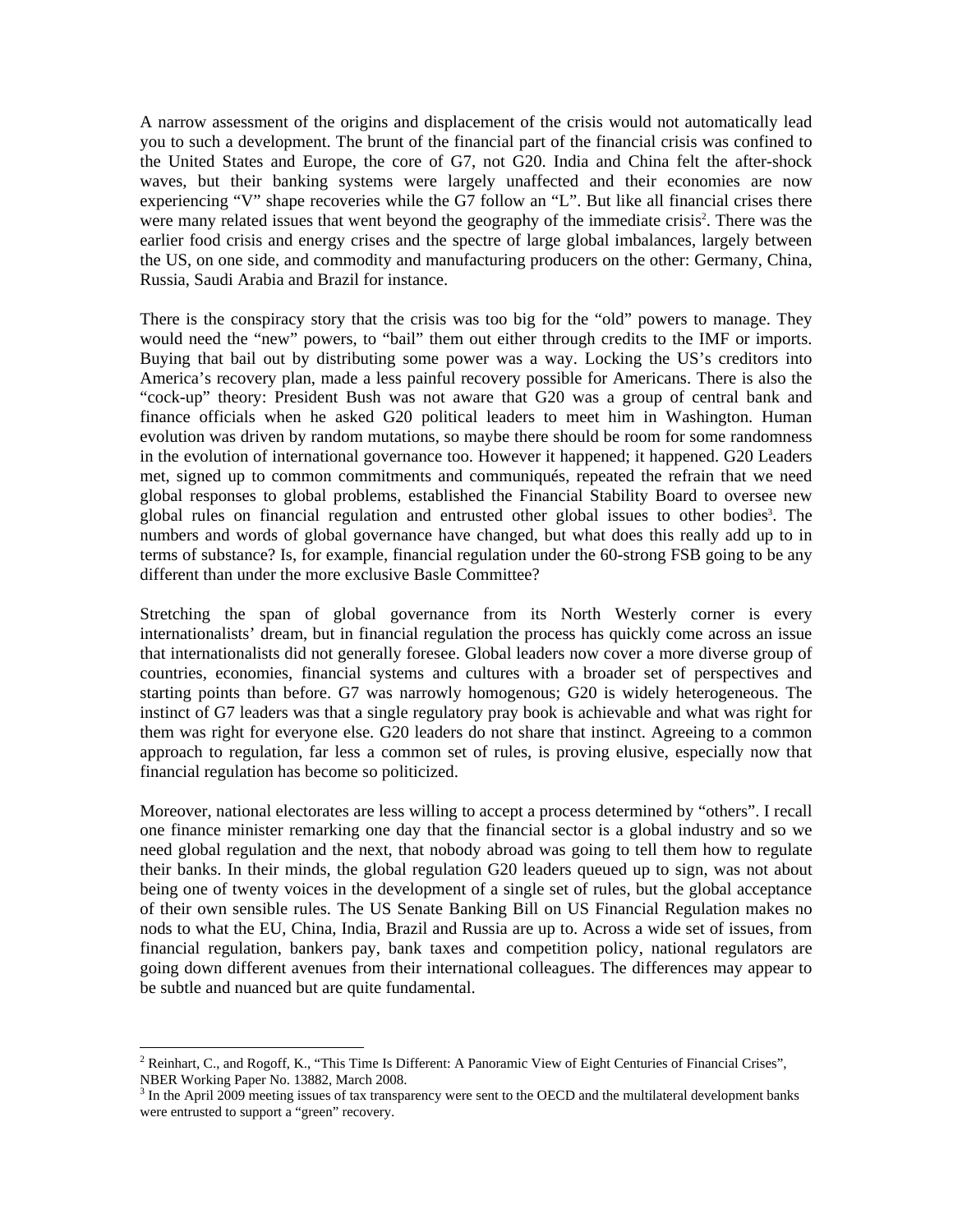A narrow assessment of the origins and displacement of the crisis would not automatically lead you to such a development. The brunt of the financial part of the financial crisis was confined to the United States and Europe, the core of G7, not G20. India and China felt the after-shock waves, but their banking systems were largely unaffected and their economies are now experiencing "V" shape recoveries while the G7 follow an "L". But like all financial crises there were many related issues that went beyond the geography of the immediate crisis[2]. There was the earlier food crisis and energy crises and the spectre of large global imbalances, largely between the US, on one side, and commodity and manufacturing producers on the other: Germany, China, Russia, Saudi Arabia and Brazil for instance.

There is the conspiracy story that the crisis was too big for the "old" powers to manage. They would need the "new" powers, to "bail" them out either through credits to the IMF or imports. Buying that bail out by distributing some power was a way. Locking the US's creditors into America's recovery plan, made a less painful recovery possible for Americans. There is also the "cock-up" theory: President Bush was not aware that G20 was a group of central bank and finance officials when he asked G20 political leaders to meet him in Washington. Human evolution was driven by random mutations, so maybe there should be room for some randomness in the evolution of international governance too. However it happened; it happened. G20 Leaders met, signed up to common commitments and communiqués, repeated the refrain that we need global responses to global problems, established the Financial Stability Board to oversee new global rules on financial regulation and entrusted other global issues to other bodies[3]. The numbers and words of global governance have changed, but what does this really add up to in terms of substance? Is, for example, financial regulation under the 60-strong FSB going to be any different than under the more exclusive Basle Committee?

Stretching the span of global governance from its North Westerly corner is every internationalists' dream, but in financial regulation the process has quickly come across an issue that internationalists did not generally foresee. Global leaders now cover a more diverse group of countries, economies, financial systems and cultures with a broader set of perspectives and starting points than before. G7 was narrowly homogenous; G20 is widely heterogeneous. The instinct of G7 leaders was that a single regulatory pray book is achievable and what was right for them was right for everyone else. G20 leaders do not share that instinct. Agreeing to a common approach to regulation, far less a common set of rules, is proving elusive, especially now that financial regulation has become so politicized.

Moreover, national electorates are less willing to accept a process determined by "others". I recall one finance minister remarking one day that the financial sector is a global industry and so we need global regulation and the next, that nobody abroad was going to tell them how to regulate their banks. In their minds, the global regulation G20 leaders queued up to sign, was not about being one of twenty voices in the development of a single set of rules, but the global acceptance of their own sensible rules. The US Senate Banking Bill on US Financial Regulation makes no nods to what the EU, China, India, Brazil and Russia are up to. Across a wide set of issues, from financial regulation, bankers pay, bank taxes and competition policy, national regulators are going down different avenues from their international colleagues. The differences may appear to be subtle and nuanced but are quite fundamental.

---

[2] Reinhart, C., and Rogoff, K., "This Time Is Different: A Panoramic View of Eight Centuries of Financial Crises", NBER Working Paper No. 13882, March 2008.

[3] In the April 2009 meeting issues of tax transparency were sent to the OECD and the multilateral development banks were entrusted to support a "green" recovery.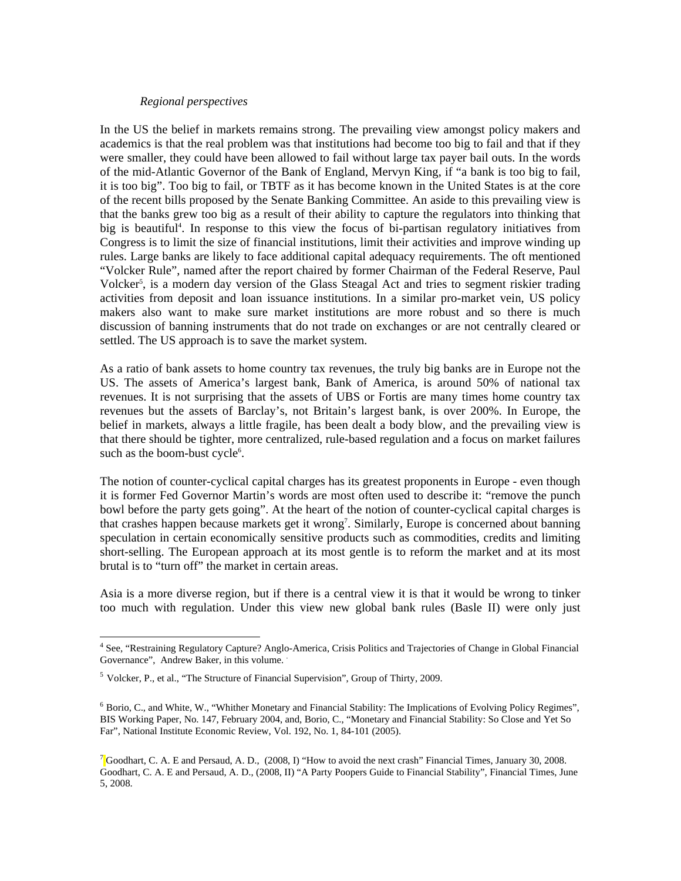*Regional perspectives*

In the US the belief in markets remains strong. The prevailing view amongst policy makers and academics is that the real problem was that institutions had become too big to fail and that if they were smaller, they could have been allowed to fail without large tax payer bail outs. In the words of the mid-Atlantic Governor of the Bank of England, Mervyn King, if "a bank is too big to fail, it is too big". Too big to fail, or TBTF as it has become known in the United States is at the core of the recent bills proposed by the Senate Banking Committee. An aside to this prevailing view is that the banks grew too big as a result of their ability to capture the regulators into thinking that big is beautiful[4]. In response to this view the focus of bi-partisan regulatory initiatives from Congress is to limit the size of financial institutions, limit their activities and improve winding up rules. Large banks are likely to face additional capital adequacy requirements. The oft mentioned "Volcker Rule", named after the report chaired by former Chairman of the Federal Reserve, Paul Volcker[5], is a modern day version of the Glass Steagal Act and tries to segment riskier trading activities from deposit and loan issuance institutions. In a similar pro-market vein, US policy makers also want to make sure market institutions are more robust and so there is much discussion of banning instruments that do not trade on exchanges or are not centrally cleared or settled. The US approach is to save the market system.

As a ratio of bank assets to home country tax revenues, the truly big banks are in Europe not the US. The assets of America's largest bank, Bank of America, is around 50% of national tax revenues. It is not surprising that the assets of UBS or Fortis are many times home country tax revenues but the assets of Barclay's, not Britain's largest bank, is over 200%. In Europe, the belief in markets, always a little fragile, has been dealt a body blow, and the prevailing view is that there should be tighter, more centralized, rule-based regulation and a focus on market failures such as the boom-bust cycle[6].

The notion of counter-cyclical capital charges has its greatest proponents in Europe - even though it is former Fed Governor Martin's words are most often used to describe it: "remove the punch bowl before the party gets going". At the heart of the notion of counter-cyclical capital charges is that crashes happen because markets get it wrong[7]. Similarly, Europe is concerned about banning speculation in certain economically sensitive products such as commodities, credits and limiting short-selling. The European approach at its most gentle is to reform the market and at its most brutal is to "turn off" the market in certain areas.

Asia is a more diverse region, but if there is a central view it is that it would be wrong to tinker too much with regulation. Under this view new global bank rules (Basle II) were only just

---

[4] See, "Restraining Regulatory Capture? Anglo-America, Crisis Politics and Trajectories of Change in Global Financial Governance", Andrew Baker, in this volume.

[5] Volcker, P., et al., "The Structure of Financial Supervision", Group of Thirty, 2009.

[6] Borio, C., and White, W., "Whither Monetary and Financial Stability: The Implications of Evolving Policy Regimes", BIS Working Paper, No. 147, February 2004, and, Borio, C., "Monetary and Financial Stability: So Close and Yet So Far", National Institute Economic Review, Vol. 192, No. 1, 84-101 (2005).

[7] Goodhart, C. A. E and Persaud, A. D., (2008, I) "How to avoid the next crash" Financial Times, January 30, 2008. Goodhart, C. A. E and Persaud, A. D., (2008, II) "A Party Poopers Guide to Financial Stability", Financial Times, June 5, 2008.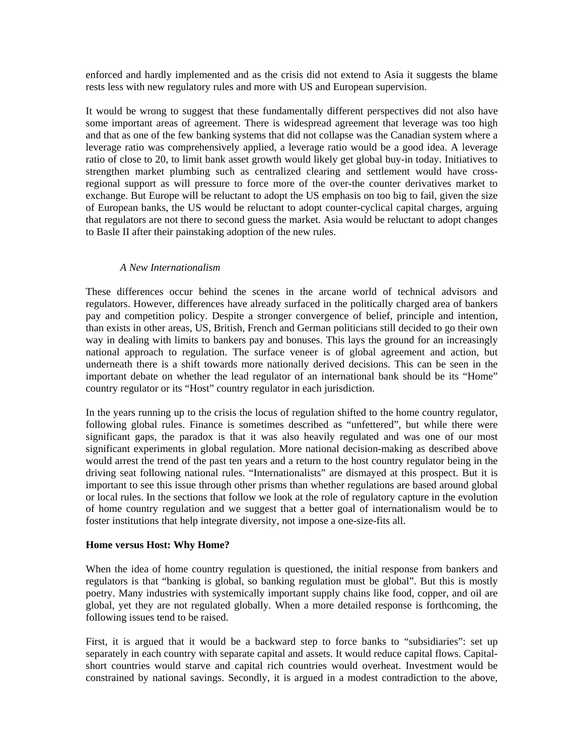enforced and hardly implemented and as the crisis did not extend to Asia it suggests the blame rests less with new regulatory rules and more with US and European supervision.

It would be wrong to suggest that these fundamentally different perspectives did not also have some important areas of agreement. There is widespread agreement that leverage was too high and that as one of the few banking systems that did not collapse was the Canadian system where a leverage ratio was comprehensively applied, a leverage ratio would be a good idea. A leverage ratio of close to 20, to limit bank asset growth would likely get global buy-in today. Initiatives to strengthen market plumbing such as centralized clearing and settlement would have cross-regional support as will pressure to force more of the over-the counter derivatives market to exchange. But Europe will be reluctant to adopt the US emphasis on too big to fail, given the size of European banks, the US would be reluctant to adopt counter-cyclical capital charges, arguing that regulators are not there to second guess the market. Asia would be reluctant to adopt changes to Basle II after their painstaking adoption of the new rules.

*A New Internationalism*

These differences occur behind the scenes in the arcane world of technical advisors and regulators. However, differences have already surfaced in the politically charged area of bankers pay and competition policy. Despite a stronger convergence of belief, principle and intention, than exists in other areas, US, British, French and German politicians still decided to go their own way in dealing with limits to bankers pay and bonuses. This lays the ground for an increasingly national approach to regulation. The surface veneer is of global agreement and action, but underneath there is a shift towards more nationally derived decisions. This can be seen in the important debate on whether the lead regulator of an international bank should be its "Home" country regulator or its "Host" country regulator in each jurisdiction.

In the years running up to the crisis the locus of regulation shifted to the home country regulator, following global rules. Finance is sometimes described as "unfettered", but while there were significant gaps, the paradox is that it was also heavily regulated and was one of our most significant experiments in global regulation. More national decision-making as described above would arrest the trend of the past ten years and a return to the host country regulator being in the driving seat following national rules. "Internationalists" are dismayed at this prospect. But it is important to see this issue through other prisms than whether regulations are based around global or local rules. In the sections that follow we look at the role of regulatory capture in the evolution of home country regulation and we suggest that a better goal of internationalism would be to foster institutions that help integrate diversity, not impose a one-size-fits all.

**Home versus Host: Why Home?**

When the idea of home country regulation is questioned, the initial response from bankers and regulators is that "banking is global, so banking regulation must be global". But this is mostly poetry. Many industries with systemically important supply chains like food, copper, and oil are global, yet they are not regulated globally. When a more detailed response is forthcoming, the following issues tend to be raised.

First, it is argued that it would be a backward step to force banks to "subsidiaries": set up separately in each country with separate capital and assets. It would reduce capital flows. Capital-short countries would starve and capital rich countries would overheat. Investment would be constrained by national savings. Secondly, it is argued in a modest contradiction to the above,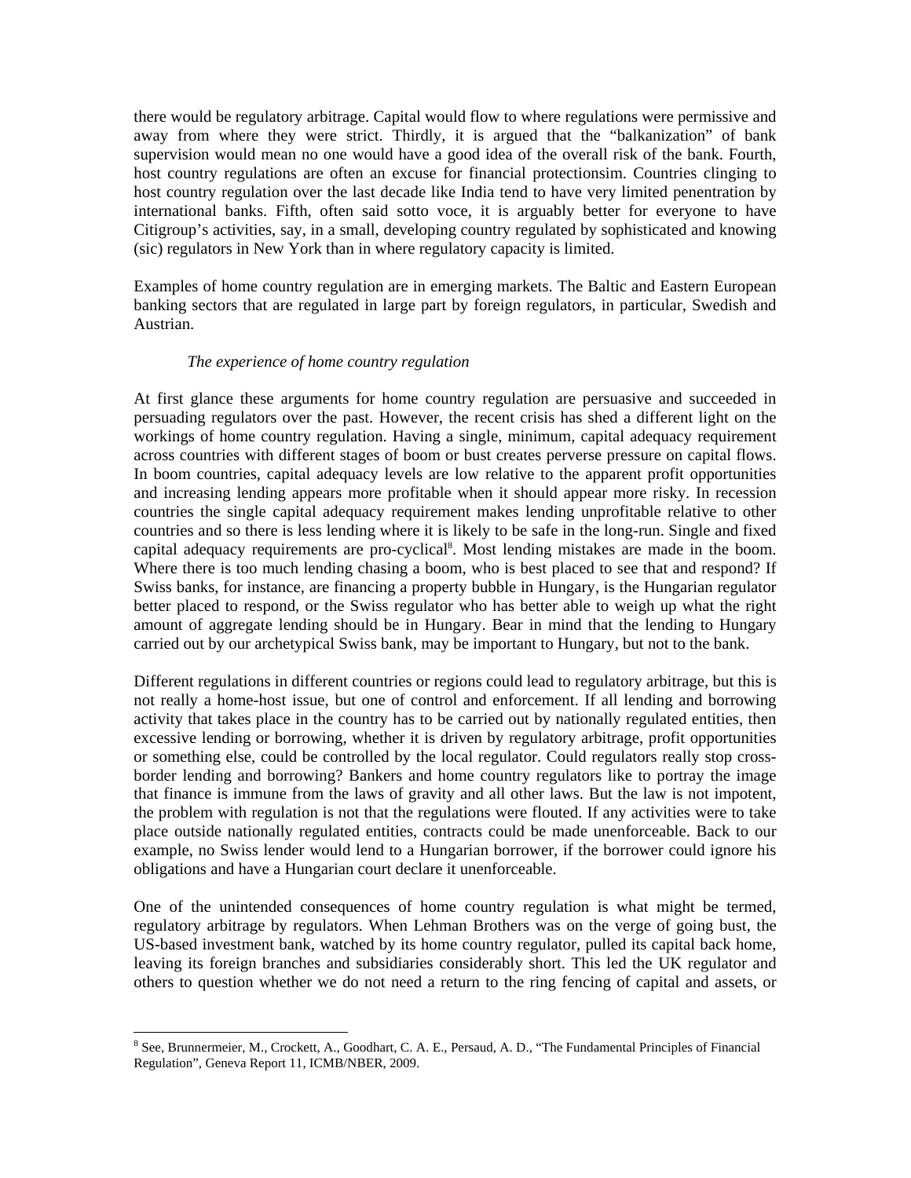there would be regulatory arbitrage. Capital would flow to where regulations were permissive and away from where they were strict. Thirdly, it is argued that the "balkanization" of bank supervision would mean no one would have a good idea of the overall risk of the bank. Fourth, host country regulations are often an excuse for financial protectionsim. Countries clinging to host country regulation over the last decade like India tend to have very limited penentration by international banks. Fifth, often said sotto voce, it is arguably better for everyone to have Citigroup's activities, say, in a small, developing country regulated by sophisticated and knowing (sic) regulators in New York than in where regulatory capacity is limited.

Examples of home country regulation are in emerging markets. The Baltic and Eastern European banking sectors that are regulated in large part by foreign regulators, in particular, Swedish and Austrian.

*The experience of home country regulation*

At first glance these arguments for home country regulation are persuasive and succeeded in persuading regulators over the past. However, the recent crisis has shed a different light on the workings of home country regulation. Having a single, minimum, capital adequacy requirement across countries with different stages of boom or bust creates perverse pressure on capital flows. In boom countries, capital adequacy levels are low relative to the apparent profit opportunities and increasing lending appears more profitable when it should appear more risky. In recession countries the single capital adequacy requirement makes lending unprofitable relative to other countries and so there is less lending where it is likely to be safe in the long-run. Single and fixed capital adequacy requirements are pro-cyclical[8]. Most lending mistakes are made in the boom. Where there is too much lending chasing a boom, who is best placed to see that and respond? If Swiss banks, for instance, are financing a property bubble in Hungary, is the Hungarian regulator better placed to respond, or the Swiss regulator who has better able to weigh up what the right amount of aggregate lending should be in Hungary. Bear in mind that the lending to Hungary carried out by our archetypical Swiss bank, may be important to Hungary, but not to the bank.

Different regulations in different countries or regions could lead to regulatory arbitrage, but this is not really a home-host issue, but one of control and enforcement. If all lending and borrowing activity that takes place in the country has to be carried out by nationally regulated entities, then excessive lending or borrowing, whether it is driven by regulatory arbitrage, profit opportunities or something else, could be controlled by the local regulator. Could regulators really stop cross-border lending and borrowing? Bankers and home country regulators like to portray the image that finance is immune from the laws of gravity and all other laws. But the law is not impotent, the problem with regulation is not that the regulations were flouted. If any activities were to take place outside nationally regulated entities, contracts could be made unenforceable. Back to our example, no Swiss lender would lend to a Hungarian borrower, if the borrower could ignore his obligations and have a Hungarian court declare it unenforceable.

One of the unintended consequences of home country regulation is what might be termed, regulatory arbitrage by regulators. When Lehman Brothers was on the verge of going bust, the US-based investment bank, watched by its home country regulator, pulled its capital back home, leaving its foreign branches and subsidiaries considerably short. This led the UK regulator and others to question whether we do not need a return to the ring fencing of capital and assets, or

[8] See, Brunnermeier, M., Crockett, A., Goodhart, C. A. E., Persaud, A. D., "The Fundamental Principles of Financial Regulation", Geneva Report 11, ICMB/NBER, 2009.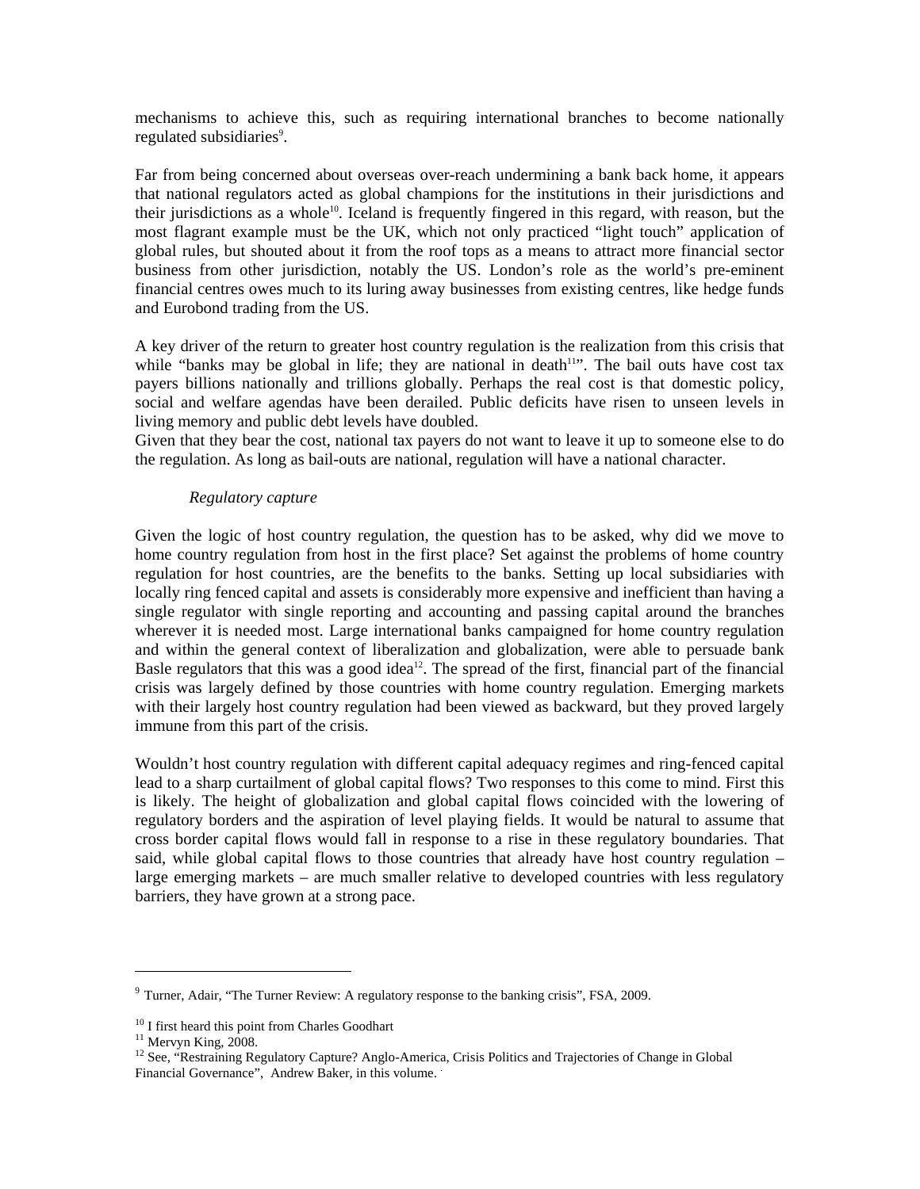mechanisms to achieve this, such as requiring international branches to become nationally regulated subsidiaries[9].

Far from being concerned about overseas over-reach undermining a bank back home, it appears that national regulators acted as global champions for the institutions in their jurisdictions and their jurisdictions as a whole[10]. Iceland is frequently fingered in this regard, with reason, but the most flagrant example must be the UK, which not only practiced "light touch" application of global rules, but shouted about it from the roof tops as a means to attract more financial sector business from other jurisdiction, notably the US. London's role as the world's pre-eminent financial centres owes much to its luring away businesses from existing centres, like hedge funds and Eurobond trading from the US.

A key driver of the return to greater host country regulation is the realization from this crisis that while "banks may be global in life; they are national in death[11]". The bail outs have cost tax payers billions nationally and trillions globally. Perhaps the real cost is that domestic policy, social and welfare agendas have been derailed. Public deficits have risen to unseen levels in living memory and public debt levels have doubled.
Given that they bear the cost, national tax payers do not want to leave it up to someone else to do the regulation. As long as bail-outs are national, regulation will have a national character.

*Regulatory capture*

Given the logic of host country regulation, the question has to be asked, why did we move to home country regulation from host in the first place? Set against the problems of home country regulation for host countries, are the benefits to the banks. Setting up local subsidiaries with locally ring fenced capital and assets is considerably more expensive and inefficient than having a single regulator with single reporting and accounting and passing capital around the branches wherever it is needed most. Large international banks campaigned for home country regulation and within the general context of liberalization and globalization, were able to persuade bank Basle regulators that this was a good idea[12]. The spread of the first, financial part of the financial crisis was largely defined by those countries with home country regulation. Emerging markets with their largely host country regulation had been viewed as backward, but they proved largely immune from this part of the crisis.

Wouldn't host country regulation with different capital adequacy regimes and ring-fenced capital lead to a sharp curtailment of global capital flows? Two responses to this come to mind. First this is likely. The height of globalization and global capital flows coincided with the lowering of regulatory borders and the aspiration of level playing fields. It would be natural to assume that cross border capital flows would fall in response to a rise in these regulatory boundaries. That said, while global capital flows to those countries that already have host country regulation – large emerging markets – are much smaller relative to developed countries with less regulatory barriers, they have grown at a strong pace.

---

[9] Turner, Adair, "The Turner Review: A regulatory response to the banking crisis", FSA, 2009.

[10] I first heard this point from Charles Goodhart

[11] Mervyn King, 2008.

[12] See, "Restraining Regulatory Capture? Anglo-America, Crisis Politics and Trajectories of Change in Global Financial Governance", Andrew Baker, in this volume.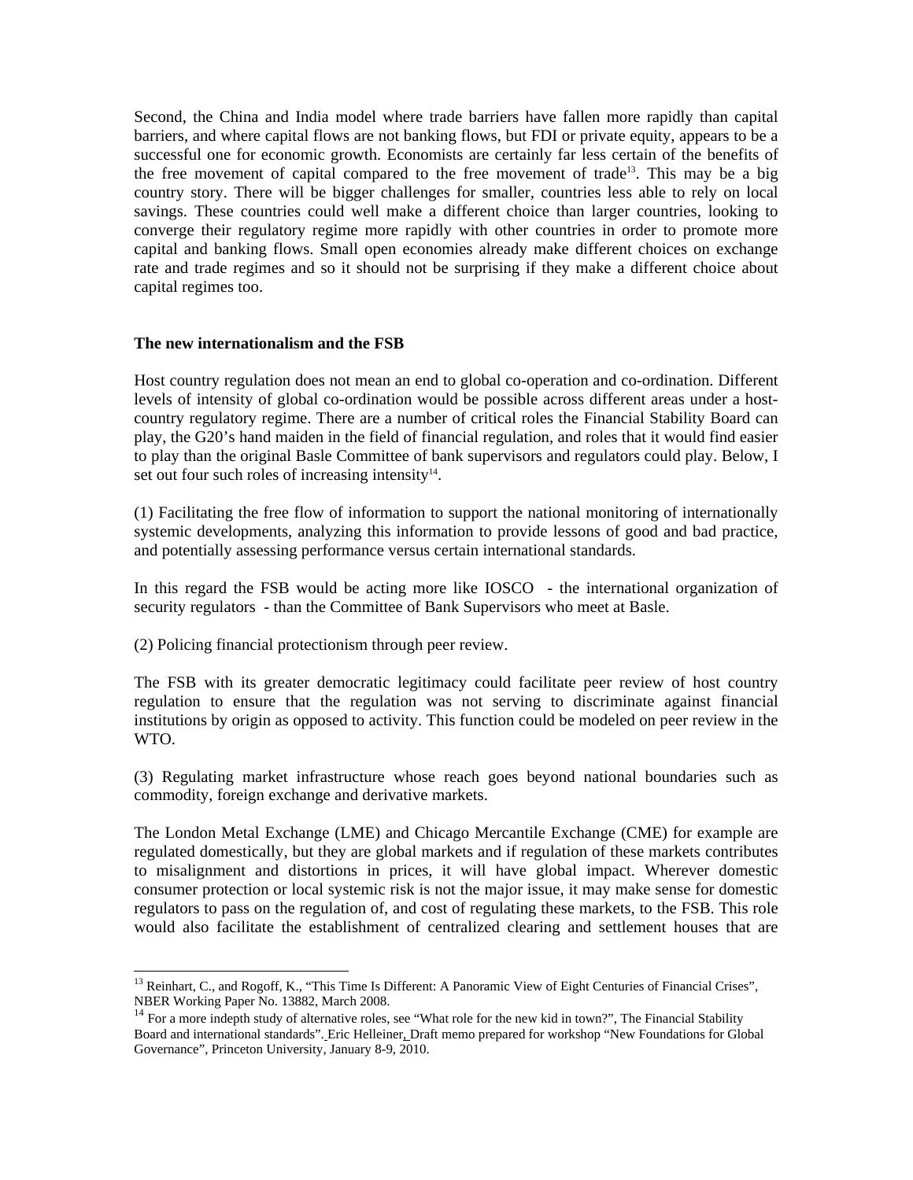Second, the China and India model where trade barriers have fallen more rapidly than capital barriers, and where capital flows are not banking flows, but FDI or private equity, appears to be a successful one for economic growth. Economists are certainly far less certain of the benefits of the free movement of capital compared to the free movement of trade[13]. This may be a big country story. There will be bigger challenges for smaller, countries less able to rely on local savings. These countries could well make a different choice than larger countries, looking to converge their regulatory regime more rapidly with other countries in order to promote more capital and banking flows. Small open economies already make different choices on exchange rate and trade regimes and so it should not be surprising if they make a different choice about capital regimes too.

**The new internationalism and the FSB**

Host country regulation does not mean an end to global co-operation and co-ordination. Different levels of intensity of global co-ordination would be possible across different areas under a host-country regulatory regime. There are a number of critical roles the Financial Stability Board can play, the G20's hand maiden in the field of financial regulation, and roles that it would find easier to play than the original Basle Committee of bank supervisors and regulators could play. Below, I set out four such roles of increasing intensity[14].

(1) Facilitating the free flow of information to support the national monitoring of internationally systemic developments, analyzing this information to provide lessons of good and bad practice, and potentially assessing performance versus certain international standards.

In this regard the FSB would be acting more like IOSCO - the international organization of security regulators - than the Committee of Bank Supervisors who meet at Basle.

(2) Policing financial protectionism through peer review.

The FSB with its greater democratic legitimacy could facilitate peer review of host country regulation to ensure that the regulation was not serving to discriminate against financial institutions by origin as opposed to activity. This function could be modeled on peer review in the WTO.

(3) Regulating market infrastructure whose reach goes beyond national boundaries such as commodity, foreign exchange and derivative markets.

The London Metal Exchange (LME) and Chicago Mercantile Exchange (CME) for example are regulated domestically, but they are global markets and if regulation of these markets contributes to misalignment and distortions in prices, it will have global impact. Wherever domestic consumer protection or local systemic risk is not the major issue, it may make sense for domestic regulators to pass on the regulation of, and cost of regulating these markets, to the FSB. This role would also facilitate the establishment of centralized clearing and settlement houses that are

---

[13] Reinhart, C., and Rogoff, K., "This Time Is Different: A Panoramic View of Eight Centuries of Financial Crises", NBER Working Paper No. 13882, March 2008.

[14] For a more indepth study of alternative roles, see "What role for the new kid in town?", The Financial Stability Board and international standards". Eric Helleiner, Draft memo prepared for workshop "New Foundations for Global Governance", Princeton University, January 8-9, 2010.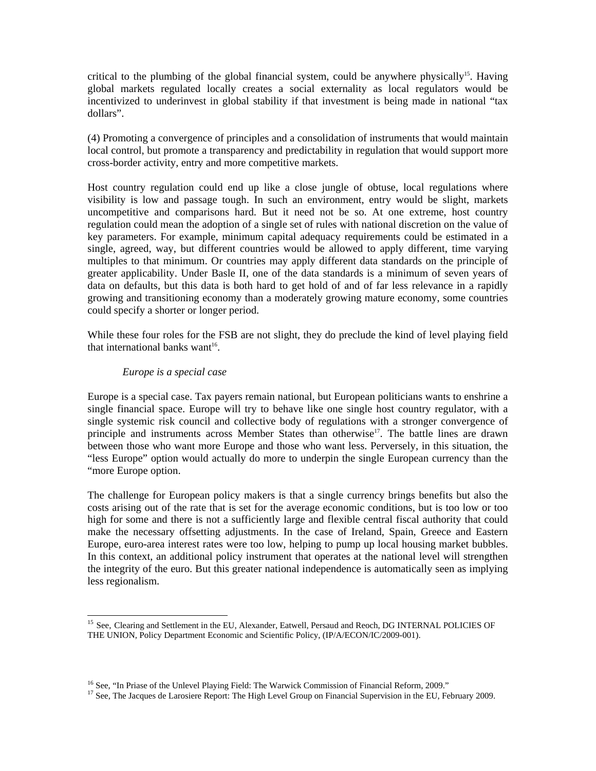critical to the plumbing of the global financial system, could be anywhere physically[15]. Having global markets regulated locally creates a social externality as local regulators would be incentivized to underinvest in global stability if that investment is being made in national "tax dollars".

(4) Promoting a convergence of principles and a consolidation of instruments that would maintain local control, but promote a transparency and predictability in regulation that would support more cross-border activity, entry and more competitive markets.

Host country regulation could end up like a close jungle of obtuse, local regulations where visibility is low and passage tough. In such an environment, entry would be slight, markets uncompetitive and comparisons hard. But it need not be so. At one extreme, host country regulation could mean the adoption of a single set of rules with national discretion on the value of key parameters. For example, minimum capital adequacy requirements could be estimated in a single, agreed, way, but different countries would be allowed to apply different, time varying multiples to that minimum. Or countries may apply different data standards on the principle of greater applicability. Under Basle II, one of the data standards is a minimum of seven years of data on defaults, but this data is both hard to get hold of and of far less relevance in a rapidly growing and transitioning economy than a moderately growing mature economy, some countries could specify a shorter or longer period.

While these four roles for the FSB are not slight, they do preclude the kind of level playing field that international banks want[16].

*Europe is a special case*

Europe is a special case. Tax payers remain national, but European politicians wants to enshrine a single financial space. Europe will try to behave like one single host country regulator, with a single systemic risk council and collective body of regulations with a stronger convergence of principle and instruments across Member States than otherwise[17]. The battle lines are drawn between those who want more Europe and those who want less. Perversely, in this situation, the "less Europe" option would actually do more to underpin the single European currency than the "more Europe option.

The challenge for European policy makers is that a single currency brings benefits but also the costs arising out of the rate that is set for the average economic conditions, but is too low or too high for some and there is not a sufficiently large and flexible central fiscal authority that could make the necessary offsetting adjustments. In the case of Ireland, Spain, Greece and Eastern Europe, euro-area interest rates were too low, helping to pump up local housing market bubbles. In this context, an additional policy instrument that operates at the national level will strengthen the integrity of the euro. But this greater national independence is automatically seen as implying less regionalism.

---

[15] See, Clearing and Settlement in the EU, Alexander, Eatwell, Persaud and Reoch, DG INTERNAL POLICIES OF THE UNION, Policy Department Economic and Scientific Policy, (IP/A/ECON/IC/2009-001).

[16] See, "In Priase of the Unlevel Playing Field: The Warwick Commission of Financial Reform, 2009."

[17] See, The Jacques de Larosiere Report: The High Level Group on Financial Supervision in the EU, February 2009.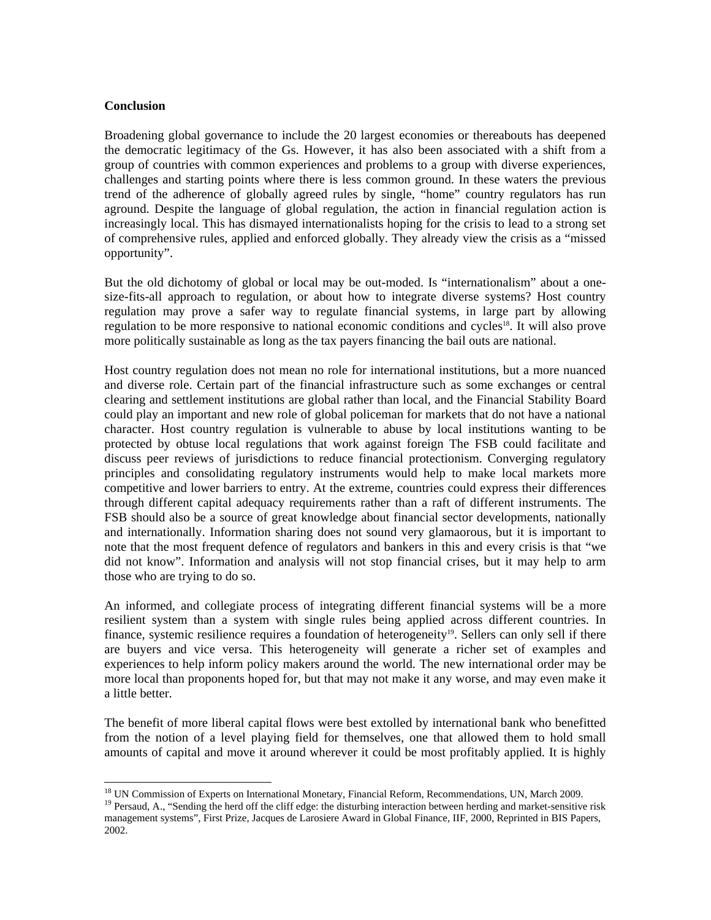**Conclusion**

Broadening global governance to include the 20 largest economies or thereabouts has deepened the democratic legitimacy of the Gs. However, it has also been associated with a shift from a group of countries with common experiences and problems to a group with diverse experiences, challenges and starting points where there is less common ground. In these waters the previous trend of the adherence of globally agreed rules by single, "home" country regulators has run aground. Despite the language of global regulation, the action in financial regulation action is increasingly local. This has dismayed internationalists hoping for the crisis to lead to a strong set of comprehensive rules, applied and enforced globally. They already view the crisis as a "missed opportunity".

But the old dichotomy of global or local may be out-moded. Is "internationalism" about a one-size-fits-all approach to regulation, or about how to integrate diverse systems? Host country regulation may prove a safer way to regulate financial systems, in large part by allowing regulation to be more responsive to national economic conditions and cycles[18]. It will also prove more politically sustainable as long as the tax payers financing the bail outs are national.

Host country regulation does not mean no role for international institutions, but a more nuanced and diverse role. Certain part of the financial infrastructure such as some exchanges or central clearing and settlement institutions are global rather than local, and the Financial Stability Board could play an important and new role of global policeman for markets that do not have a national character. Host country regulation is vulnerable to abuse by local institutions wanting to be protected by obtuse local regulations that work against foreign The FSB could facilitate and discuss peer reviews of jurisdictions to reduce financial protectionism. Converging regulatory principles and consolidating regulatory instruments would help to make local markets more competitive and lower barriers to entry. At the extreme, countries could express their differences through different capital adequacy requirements rather than a raft of different instruments. The FSB should also be a source of great knowledge about financial sector developments, nationally and internationally. Information sharing does not sound very glamaorous, but it is important to note that the most frequent defence of regulators and bankers in this and every crisis is that "we did not know". Information and analysis will not stop financial crises, but it may help to arm those who are trying to do so.

An informed, and collegiate process of integrating different financial systems will be a more resilient system than a system with single rules being applied across different countries. In finance, systemic resilience requires a foundation of heterogeneity[19]. Sellers can only sell if there are buyers and vice versa. This heterogeneity will generate a richer set of examples and experiences to help inform policy makers around the world. The new international order may be more local than proponents hoped for, but that may not make it any worse, and may even make it a little better.

The benefit of more liberal capital flows were best extolled by international bank who benefitted from the notion of a level playing field for themselves, one that allowed them to hold small amounts of capital and move it around wherever it could be most profitably applied. It is highly

---

[18] UN Commission of Experts on International Monetary, Financial Reform, Recommendations, UN, March 2009.

[19] Persaud, A., "Sending the herd off the cliff edge: the disturbing interaction between herding and market-sensitive risk management systems", First Prize, Jacques de Larosiere Award in Global Finance, IIF, 2000, Reprinted in BIS Papers, 2002.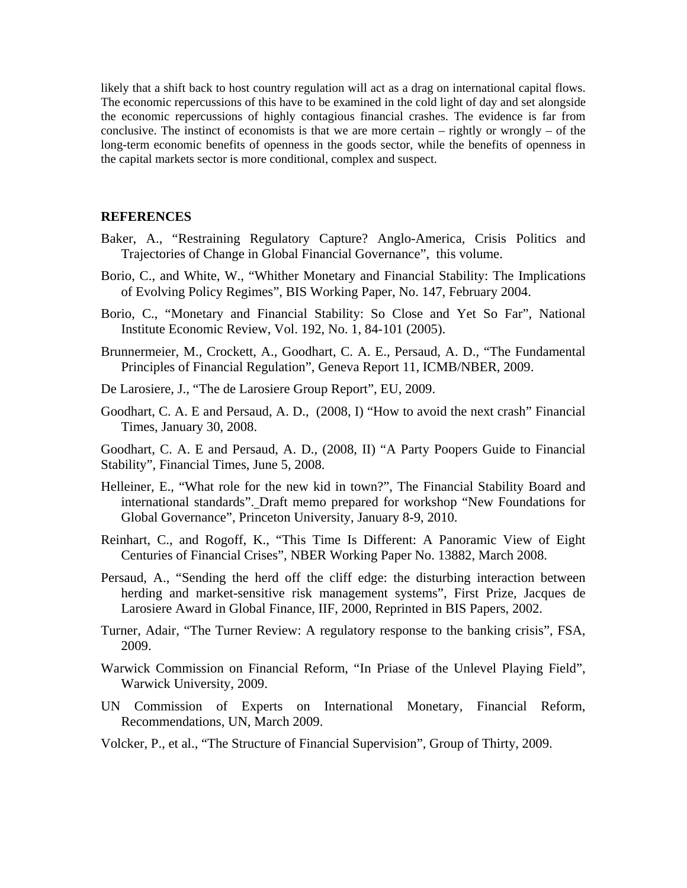likely that a shift back to host country regulation will act as a drag on international capital flows. The economic repercussions of this have to be examined in the cold light of day and set alongside the economic repercussions of highly contagious financial crashes. The evidence is far from conclusive. The instinct of economists is that we are more certain – rightly or wrongly – of the long-term economic benefits of openness in the goods sector, while the benefits of openness in the capital markets sector is more conditional, complex and suspect.

## REFERENCES

Baker, A., "Restraining Regulatory Capture? Anglo-America, Crisis Politics and Trajectories of Change in Global Financial Governance", this volume.

Borio, C., and White, W., "Whither Monetary and Financial Stability: The Implications of Evolving Policy Regimes", BIS Working Paper, No. 147, February 2004.

Borio, C., "Monetary and Financial Stability: So Close and Yet So Far", National Institute Economic Review, Vol. 192, No. 1, 84-101 (2005).

Brunnermeier, M., Crockett, A., Goodhart, C. A. E., Persaud, A. D., "The Fundamental Principles of Financial Regulation", Geneva Report 11, ICMB/NBER, 2009.

De Larosiere, J., "The de Larosiere Group Report", EU, 2009.

Goodhart, C. A. E and Persaud, A. D., (2008, I) "How to avoid the next crash" Financial Times, January 30, 2008.

Goodhart, C. A. E and Persaud, A. D., (2008, II) "A Party Poopers Guide to Financial Stability", Financial Times, June 5, 2008.

Helleiner, E., "What role for the new kid in town?", The Financial Stability Board and international standards". Draft memo prepared for workshop "New Foundations for Global Governance", Princeton University, January 8-9, 2010.

Reinhart, C., and Rogoff, K., "This Time Is Different: A Panoramic View of Eight Centuries of Financial Crises", NBER Working Paper No. 13882, March 2008.

Persaud, A., "Sending the herd off the cliff edge: the disturbing interaction between herding and market-sensitive risk management systems", First Prize, Jacques de Larosiere Award in Global Finance, IIF, 2000, Reprinted in BIS Papers, 2002.

Turner, Adair, "The Turner Review: A regulatory response to the banking crisis", FSA, 2009.

Warwick Commission on Financial Reform, "In Priase of the Unlevel Playing Field", Warwick University, 2009.

UN Commission of Experts on International Monetary, Financial Reform, Recommendations, UN, March 2009.

Volcker, P., et al., "The Structure of Financial Supervision", Group of Thirty, 2009.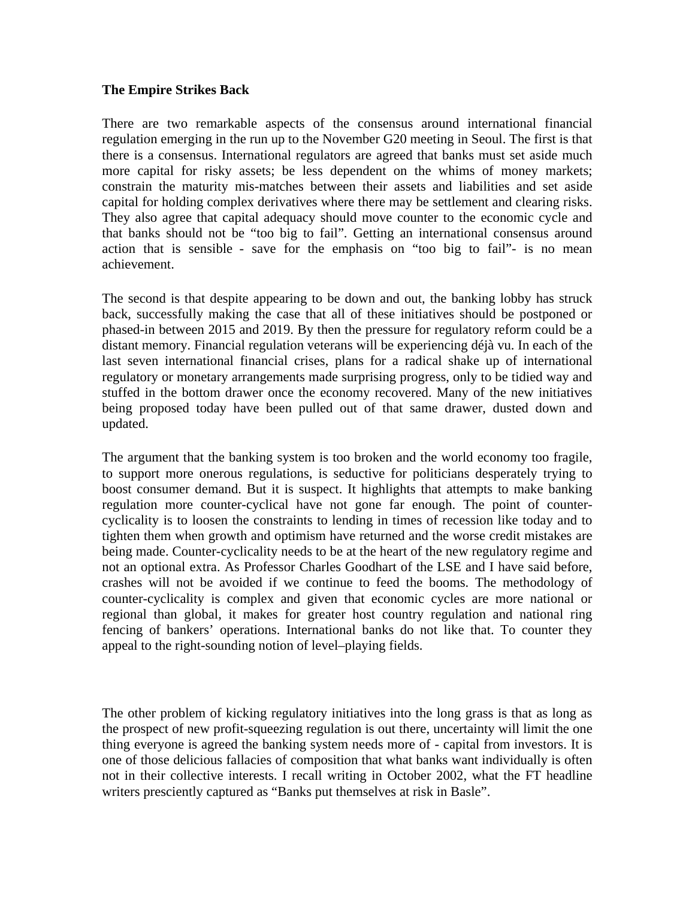**The Empire Strikes Back**

There are two remarkable aspects of the consensus around international financial regulation emerging in the run up to the November G20 meeting in Seoul. The first is that there is a consensus. International regulators are agreed that banks must set aside much more capital for risky assets; be less dependent on the whims of money markets; constrain the maturity mis-matches between their assets and liabilities and set aside capital for holding complex derivatives where there may be settlement and clearing risks. They also agree that capital adequacy should move counter to the economic cycle and that banks should not be "too big to fail". Getting an international consensus around action that is sensible - save for the emphasis on "too big to fail"- is no mean achievement.

The second is that despite appearing to be down and out, the banking lobby has struck back, successfully making the case that all of these initiatives should be postponed or phased-in between 2015 and 2019. By then the pressure for regulatory reform could be a distant memory. Financial regulation veterans will be experiencing déjà vu. In each of the last seven international financial crises, plans for a radical shake up of international regulatory or monetary arrangements made surprising progress, only to be tidied way and stuffed in the bottom drawer once the economy recovered. Many of the new initiatives being proposed today have been pulled out of that same drawer, dusted down and updated.

The argument that the banking system is too broken and the world economy too fragile, to support more onerous regulations, is seductive for politicians desperately trying to boost consumer demand. But it is suspect. It highlights that attempts to make banking regulation more counter-cyclical have not gone far enough. The point of counter-cyclicality is to loosen the constraints to lending in times of recession like today and to tighten them when growth and optimism have returned and the worse credit mistakes are being made. Counter-cyclicality needs to be at the heart of the new regulatory regime and not an optional extra. As Professor Charles Goodhart of the LSE and I have said before, crashes will not be avoided if we continue to feed the booms. The methodology of counter-cyclicality is complex and given that economic cycles are more national or regional than global, it makes for greater host country regulation and national ring fencing of bankers' operations. International banks do not like that. To counter they appeal to the right-sounding notion of level–playing fields.

The other problem of kicking regulatory initiatives into the long grass is that as long as the prospect of new profit-squeezing regulation is out there, uncertainty will limit the one thing everyone is agreed the banking system needs more of - capital from investors. It is one of those delicious fallacies of composition that what banks want individually is often not in their collective interests. I recall writing in October 2002, what the FT headline writers presciently captured as "Banks put themselves at risk in Basle".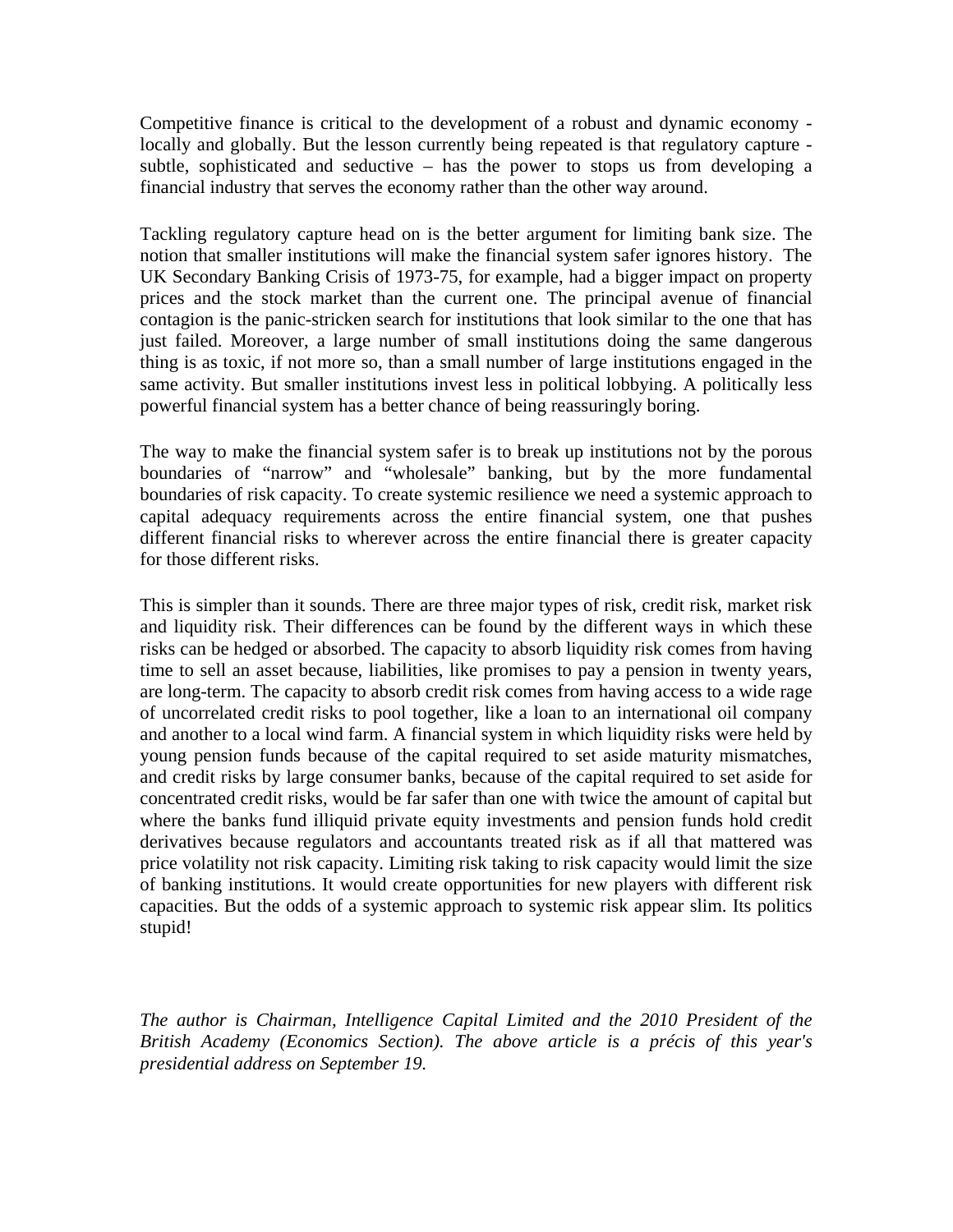Competitive finance is critical to the development of a robust and dynamic economy - locally and globally. But the lesson currently being repeated is that regulatory capture - subtle, sophisticated and seductive – has the power to stops us from developing a financial industry that serves the economy rather than the other way around.

Tackling regulatory capture head on is the better argument for limiting bank size. The notion that smaller institutions will make the financial system safer ignores history. The UK Secondary Banking Crisis of 1973-75, for example, had a bigger impact on property prices and the stock market than the current one. The principal avenue of financial contagion is the panic-stricken search for institutions that look similar to the one that has just failed. Moreover, a large number of small institutions doing the same dangerous thing is as toxic, if not more so, than a small number of large institutions engaged in the same activity. But smaller institutions invest less in political lobbying. A politically less powerful financial system has a better chance of being reassuringly boring.

The way to make the financial system safer is to break up institutions not by the porous boundaries of "narrow" and "wholesale" banking, but by the more fundamental boundaries of risk capacity. To create systemic resilience we need a systemic approach to capital adequacy requirements across the entire financial system, one that pushes different financial risks to wherever across the entire financial there is greater capacity for those different risks.

This is simpler than it sounds. There are three major types of risk, credit risk, market risk and liquidity risk. Their differences can be found by the different ways in which these risks can be hedged or absorbed. The capacity to absorb liquidity risk comes from having time to sell an asset because, liabilities, like promises to pay a pension in twenty years, are long-term. The capacity to absorb credit risk comes from having access to a wide rage of uncorrelated credit risks to pool together, like a loan to an international oil company and another to a local wind farm. A financial system in which liquidity risks were held by young pension funds because of the capital required to set aside maturity mismatches, and credit risks by large consumer banks, because of the capital required to set aside for concentrated credit risks, would be far safer than one with twice the amount of capital but where the banks fund illiquid private equity investments and pension funds hold credit derivatives because regulators and accountants treated risk as if all that mattered was price volatility not risk capacity. Limiting risk taking to risk capacity would limit the size of banking institutions. It would create opportunities for new players with different risk capacities. But the odds of a systemic approach to systemic risk appear slim. Its politics stupid!

*The author is Chairman, Intelligence Capital Limited and the 2010 President of the British Academy (Economics Section). The above article is a précis of this year's presidential address on September 19.*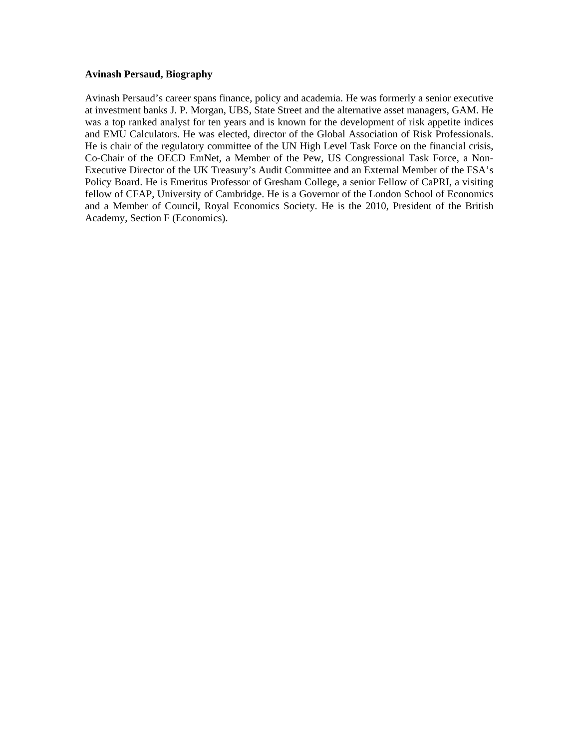**Avinash Persaud, Biography**

Avinash Persaud's career spans finance, policy and academia. He was formerly a senior executive at investment banks J. P. Morgan, UBS, State Street and the alternative asset managers, GAM. He was a top ranked analyst for ten years and is known for the development of risk appetite indices and EMU Calculators. He was elected, director of the Global Association of Risk Professionals. He is chair of the regulatory committee of the UN High Level Task Force on the financial crisis, Co-Chair of the OECD EmNet, a Member of the Pew, US Congressional Task Force, a Non-Executive Director of the UK Treasury's Audit Committee and an External Member of the FSA's Policy Board. He is Emeritus Professor of Gresham College, a senior Fellow of CaPRI, a visiting fellow of CFAP, University of Cambridge. He is a Governor of the London School of Economics and a Member of Council, Royal Economics Society. He is the 2010, President of the British Academy, Section F (Economics).